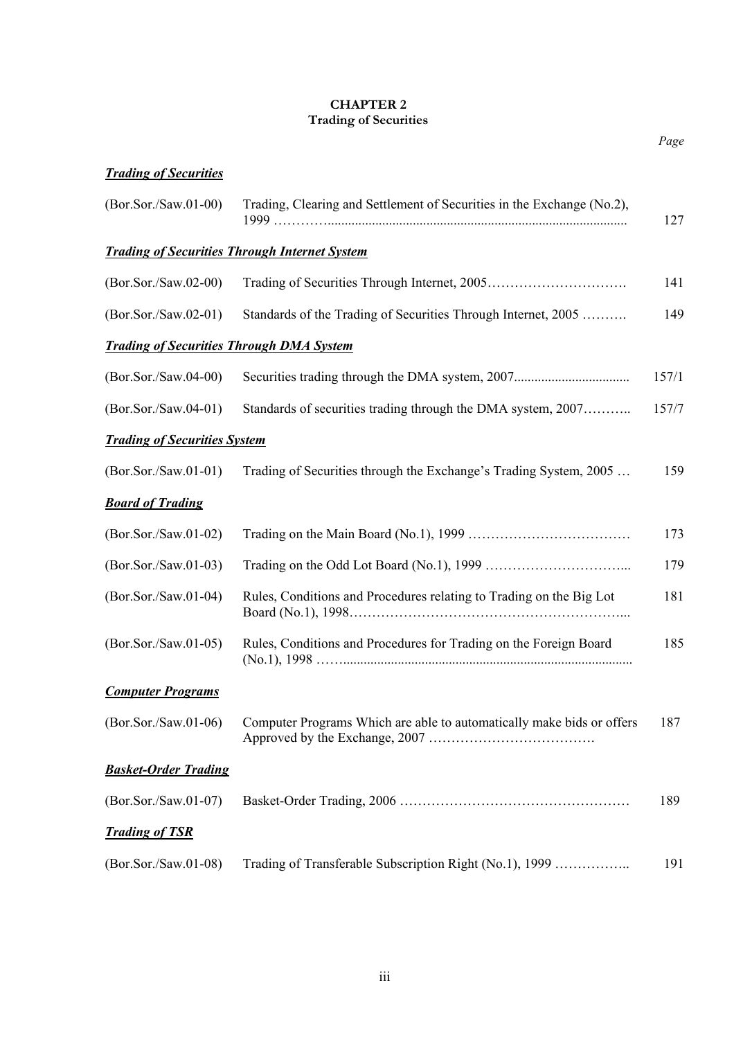# CHAPTER 2
## Trading of Securities

| | | Page |
|---|---|---|
| ***Trading of Securities*** | | |
| (Bor.Sor./Saw.01-00) | Trading, Clearing and Settlement of Securities in the Exchange (No.2), 1999 | 127 |
| ***Trading of Securities Through Internet System*** | | |
| (Bor.Sor./Saw.02-00) | Trading of Securities Through Internet, 2005 | 141 |
| (Bor.Sor./Saw.02-01) | Standards of the Trading of Securities Through Internet, 2005 | 149 |
| ***Trading of Securities Through DMA System*** | | |
| (Bor.Sor./Saw.04-00) | Securities trading through the DMA system, 2007 | 157/1 |
| (Bor.Sor./Saw.04-01) | Standards of securities trading through the DMA system, 2007 | 157/7 |
| ***Trading of Securities System*** | | |
| (Bor.Sor./Saw.01-01) | Trading of Securities through the Exchange's Trading System, 2005 | 159 |
| ***Board of Trading*** | | |
| (Bor.Sor./Saw.01-02) | Trading on the Main Board (No.1), 1999 | 173 |
| (Bor.Sor./Saw.01-03) | Trading on the Odd Lot Board (No.1), 1999 | 179 |
| (Bor.Sor./Saw.01-04) | Rules, Conditions and Procedures relating to Trading on the Big Lot Board (No.1), 1998 | 181 |
| (Bor.Sor./Saw.01-05) | Rules, Conditions and Procedures for Trading on the Foreign Board (No.1), 1998 | 185 |
| ***Computer Programs*** | | |
| (Bor.Sor./Saw.01-06) | Computer Programs Which are able to automatically make bids or offers Approved by the Exchange, 2007 | 187 |
| ***Basket-Order Trading*** | | |
| (Bor.Sor./Saw.01-07) | Basket-Order Trading, 2006 | 189 |
| ***Trading of TSR*** | | |
| (Bor.Sor./Saw.01-08) | Trading of Transferable Subscription Right (No.1), 1999 | 191 |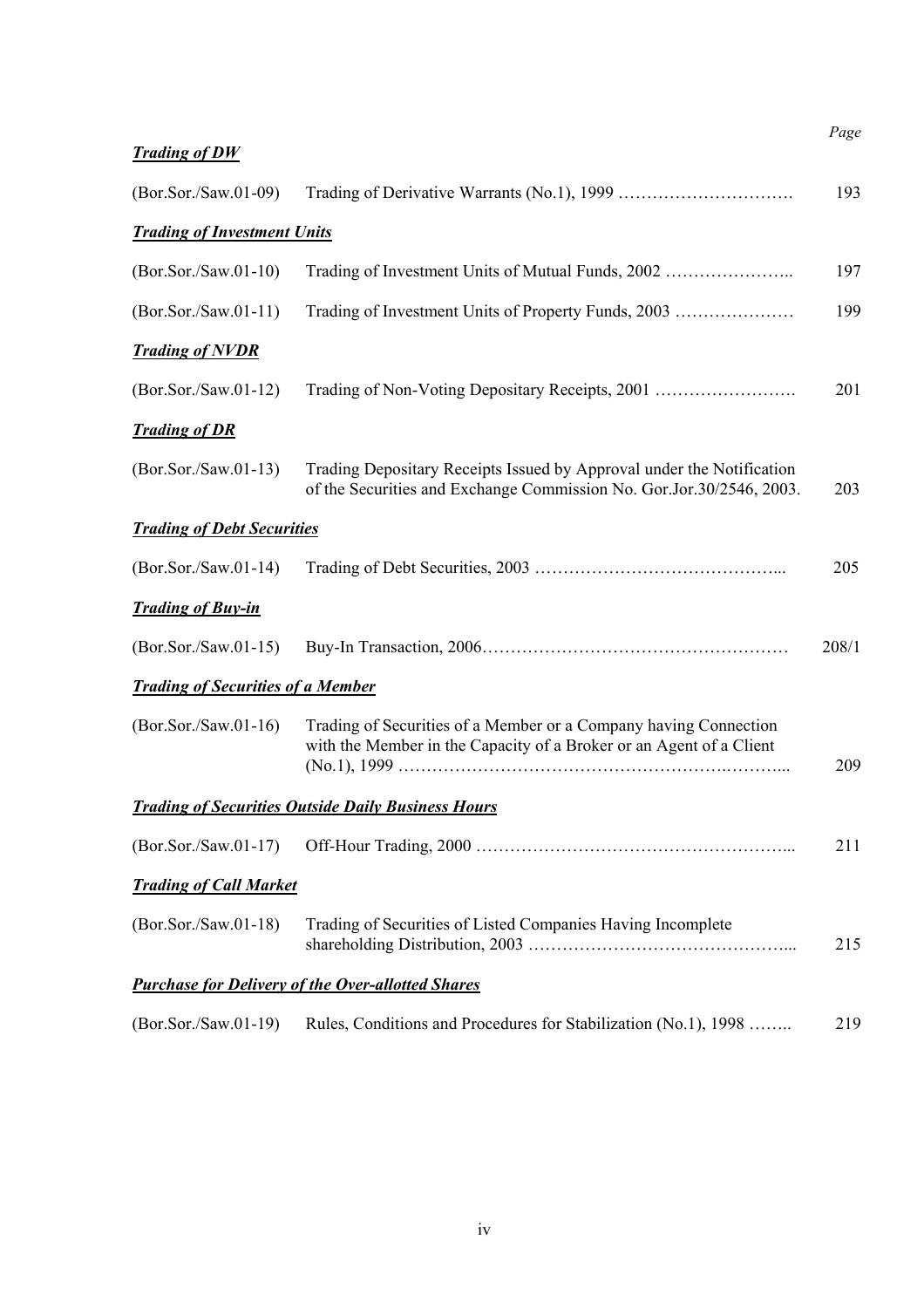| | | Page |
|---|---|---|
| ***Trading of DW*** | | |
| (Bor.Sor./Saw.01-09) | Trading of Derivative Warrants (No.1), 1999 …………………………. | 193 |
| ***Trading of Investment Units*** | | |
| (Bor.Sor./Saw.01-10) | Trading of Investment Units of Mutual Funds, 2002 ………………….. | 197 |
| (Bor.Sor./Saw.01-11) | Trading of Investment Units of Property Funds, 2003 ………………… | 199 |
| ***Trading of NVDR*** | | |
| (Bor.Sor./Saw.01-12) | Trading of Non-Voting Depositary Receipts, 2001 ……………………. | 201 |
| ***Trading of DR*** | | |
| (Bor.Sor./Saw.01-13) | Trading Depositary Receipts Issued by Approval under the Notification of the Securities and Exchange Commission No. Gor.Jor.30/2546, 2003. | 203 |
| ***Trading of Debt Securities*** | | |
| (Bor.Sor./Saw.01-14) | Trading of Debt Securities, 2003 …………………………………... | 205 |
| ***Trading of Buy-in*** | | |
| (Bor.Sor./Saw.01-15) | Buy-In Transaction, 2006…………………………………………… | 208/1 |
| ***Trading of Securities of a Member*** | | |
| (Bor.Sor./Saw.01-16) | Trading of Securities of a Member or a Company having Connection with the Member in the Capacity of a Broker or an Agent of a Client (No.1), 1999 ………………………………………………….……... | 209 |
| ***Trading of Securities Outside Daily Business Hours*** | | |
| (Bor.Sor./Saw.01-17) | Off-Hour Trading, 2000 ……………………………………………... | 211 |
| ***Trading of Call Market*** | | |
| (Bor.Sor./Saw.01-18) | Trading of Securities of Listed Companies Having Incomplete shareholding Distribution, 2003 ……………………………………... | 215 |
| ***Purchase for Delivery of the Over-allotted Shares*** | | |
| (Bor.Sor./Saw.01-19) | Rules, Conditions and Procedures for Stabilization (No.1), 1998 …….. | 219 |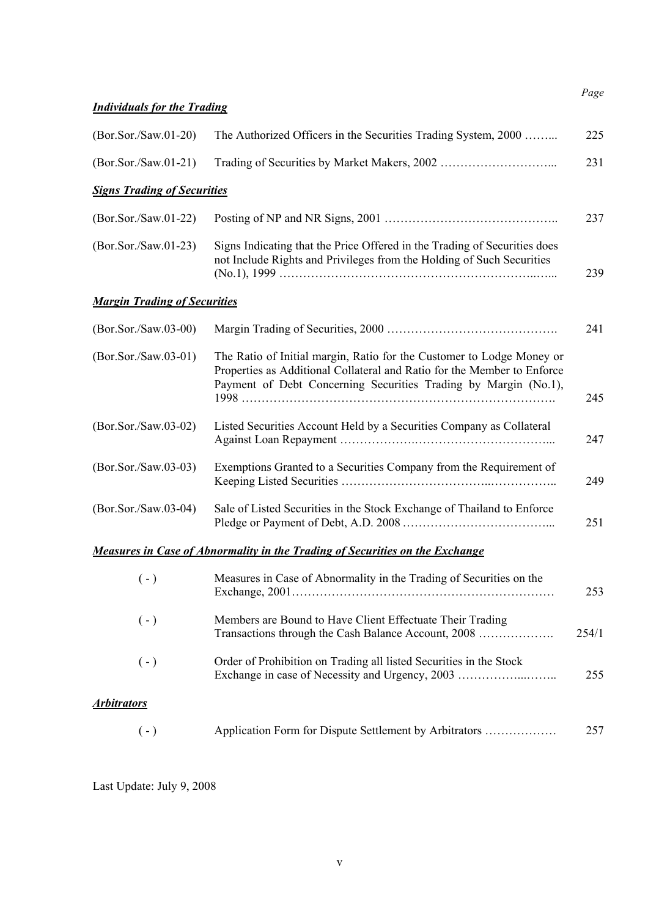| | | Page |
|---|---|---|
| ***Individuals for the Trading*** | | |
| (Bor.Sor./Saw.01-20) | The Authorized Officers in the Securities Trading System, 2000 ……... | 225 |
| (Bor.Sor./Saw.01-21) | Trading of Securities by Market Makers, 2002 ………………………... | 231 |
| ***Signs Trading of Securities*** | | |
| (Bor.Sor./Saw.01-22) | Posting of NP and NR Signs, 2001 …………………………………….. | 237 |
| (Bor.Sor./Saw.01-23) | Signs Indicating that the Price Offered in the Trading of Securities does not Include Rights and Privileges from the Holding of Such Securities (No.1), 1999 ……………………………………………………..…... | 239 |
| ***Margin Trading of Securities*** | | |
| (Bor.Sor./Saw.03-00) | Margin Trading of Securities, 2000 ……………………………………. | 241 |
| (Bor.Sor./Saw.03-01) | The Ratio of Initial margin, Ratio for the Customer to Lodge Money or Properties as Additional Collateral and Ratio for the Member to Enforce Payment of Debt Concerning Securities Trading by Margin (No.1), 1998 …………………………………………………………………. | 245 |
| (Bor.Sor./Saw.03-02) | Listed Securities Account Held by a Securities Company as Collateral Against Loan Repayment ……………….……………………………... | 247 |
| (Bor.Sor./Saw.03-03) | Exemptions Granted to a Securities Company from the Requirement of Keeping Listed Securities ……………………………..…………….. | 249 |
| (Bor.Sor./Saw.03-04) | Sale of Listed Securities in the Stock Exchange of Thailand to Enforce Pledge or Payment of Debt, A.D. 2008 ………………………………... | 251 |
| ***Measures in Case of Abnormality in the Trading of Securities on the Exchange*** | | |
| ( - ) | Measures in Case of Abnormality in the Trading of Securities on the Exchange, 2001………………………………………………………… | 253 |
| ( - ) | Members are Bound to Have Client Effectuate Their Trading Transactions through the Cash Balance Account, 2008 ………………. | 254/1 |
| ( - ) | Order of Prohibition on Trading all listed Securities in the Stock Exchange in case of Necessity and Urgency, 2003 ……………...…….. | 255 |
| ***Arbitrators*** | | |
| ( - ) | Application Form for Dispute Settlement by Arbitrators ……………… | 257 |

Last Update: July 9, 2008